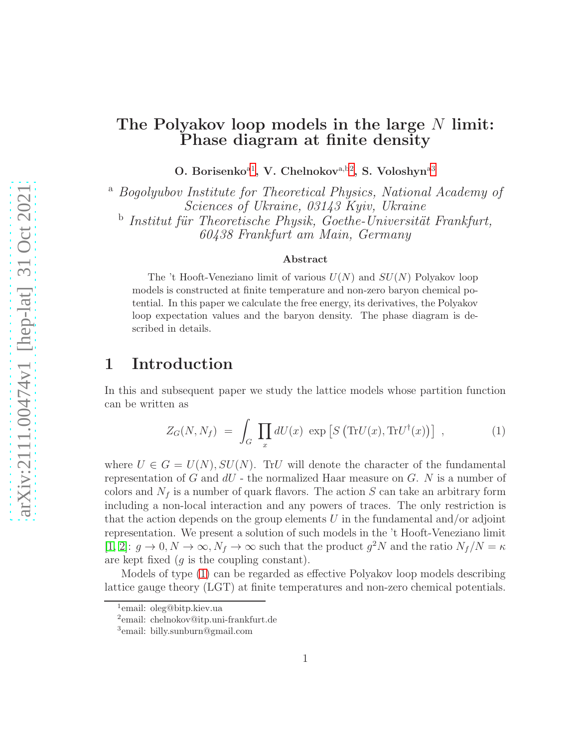# The Polyakov loop models in the large $N$ limit: Phase diagram at finite density

**O. Borisenko**[a1], **V. Chelnokov**[a,b2], **S. Voloshyn**[a3]

[a] *Bogolyubov Institute for Theoretical Physics, National Academy of Sciences of Ukraine, 03143 Kyiv, Ukraine*

[b] *Institut für Theoretische Physik, Goethe-Universität Frankfurt, 60438 Frankfurt am Main, Germany*

### Abstract

The 't Hooft-Veneziano limit of various $U(N)$ and $SU(N)$ Polyakov loop models is constructed at finite temperature and non-zero baryon chemical potential. In this paper we calculate the free energy, its derivatives, the Polyakov loop expectation values and the baryon density. The phase diagram is described in details.

## 1 Introduction

In this and subsequent paper we study the lattice models whose partition function can be written as

$$Z_G(N, N_f) \ = \ \int_G \prod_x dU(x) \ \exp \left[ S \left( \mathrm{Tr}U(x), \mathrm{Tr}U^{\dagger}(x) \right) \right] \ , \tag{1}$$

where $U \in G = U(N), SU(N)$. $\mathrm{Tr}U$ will denote the character of the fundamental representation of $G$ and $dU$ - the normalized Haar measure on $G$. $N$ is a number of colors and $N_f$ is a number of quark flavors. The action $S$ can take an arbitrary form including a non-local interaction and any powers of traces. The only restriction is that the action depends on the group elements $U$ in the fundamental and/or adjoint representation. We present a solution of such models in the 't Hooft-Veneziano limit [1, 2]: $g \to 0, N \to \infty, N_f \to \infty$ such that the product $g^2 N$ and the ratio $N_f/N = \kappa$ are kept fixed ($g$ is the coupling constant).

Models of type (1) can be regarded as effective Polyakov loop models describing lattice gauge theory (LGT) at finite temperatures and non-zero chemical potentials.

[1] email: oleg@bitp.kiev.ua

[2] email: chelnokov@itp.uni-frankfurt.de

[3] email: billy.sunburn@gmail.com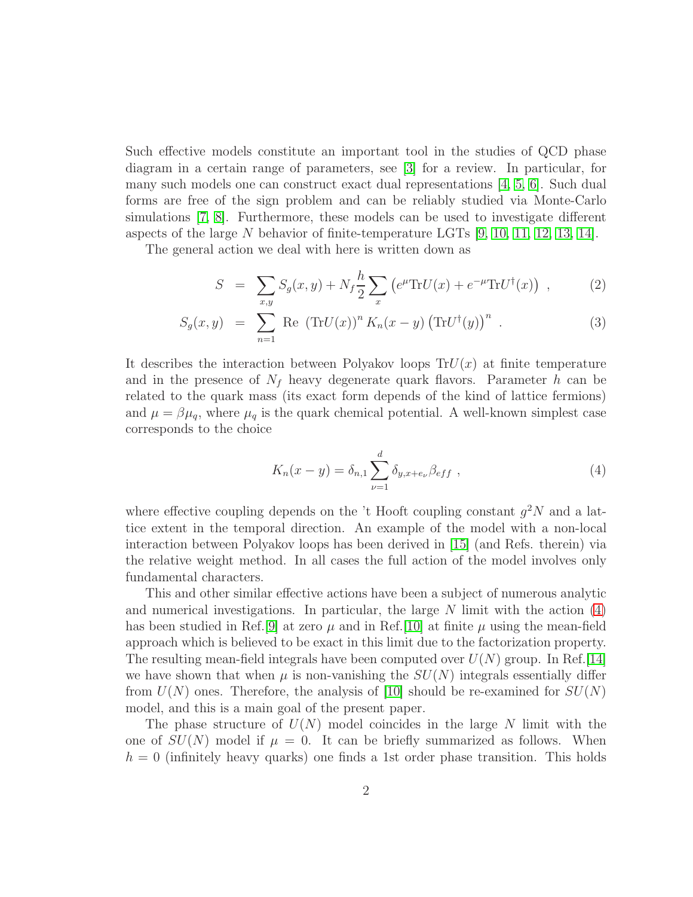Such effective models constitute an important tool in the studies of QCD phase diagram in a certain range of parameters, see [3] for a review. In particular, for many such models one can construct exact dual representations [4, 5, 6]. Such dual forms are free of the sign problem and can be reliably studied via Monte-Carlo simulations [7, 8]. Furthermore, these models can be used to investigate different aspects of the large $N$ behavior of finite-temperature LGTs [9, 10, 11, 12, 13, 14].

The general action we deal with here is written down as

$$
S = \sum_{x,y} S_g(x,y) + N_f \frac{h}{2} \sum_x \left( e^{\mu} \mathrm{Tr} U(x) + e^{-\mu} \mathrm{Tr} U^{\dagger}(x) \right) \ , \tag{2}
$$

$$
S_g(x,y) = \sum_{n=1} \mathrm{Re} \ \left(\mathrm{Tr} U(x)\right)^n K_n(x-y) \left(\mathrm{Tr} U^{\dagger}(y)\right)^n \ . \tag{3}
$$

It describes the interaction between Polyakov loops $\mathrm{Tr}U(x)$ at finite temperature and in the presence of $N_f$ heavy degenerate quark flavors. Parameter $h$ can be related to the quark mass (its exact form depends of the kind of lattice fermions) and $\mu = \beta\mu_q$, where $\mu_q$ is the quark chemical potential. A well-known simplest case corresponds to the choice

$$
K_n(x-y) = \delta_{n,1} \sum_{\nu=1}^{d} \delta_{y,x+e_\nu} \beta_{eff} \ , \tag{4}
$$

where effective coupling depends on the 't Hooft coupling constant $g^2N$ and a lattice extent in the temporal direction. An example of the model with a non-local interaction between Polyakov loops has been derived in [15] (and Refs. therein) via the relative weight method. In all cases the full action of the model involves only fundamental characters.

This and other similar effective actions have been a subject of numerous analytic and numerical investigations. In particular, the large $N$ limit with the action (4) has been studied in Ref.[9] at zero $\mu$ and in Ref.[10] at finite $\mu$ using the mean-field approach which is believed to be exact in this limit due to the factorization property. The resulting mean-field integrals have been computed over $U(N)$ group. In Ref.[14] we have shown that when $\mu$ is non-vanishing the $SU(N)$ integrals essentially differ from $U(N)$ ones. Therefore, the analysis of [10] should be re-examined for $SU(N)$ model, and this is a main goal of the present paper.

The phase structure of $U(N)$ model coincides in the large $N$ limit with the one of $SU(N)$ model if $\mu = 0$. It can be briefly summarized as follows. When $h = 0$ (infinitely heavy quarks) one finds a 1st order phase transition. This holds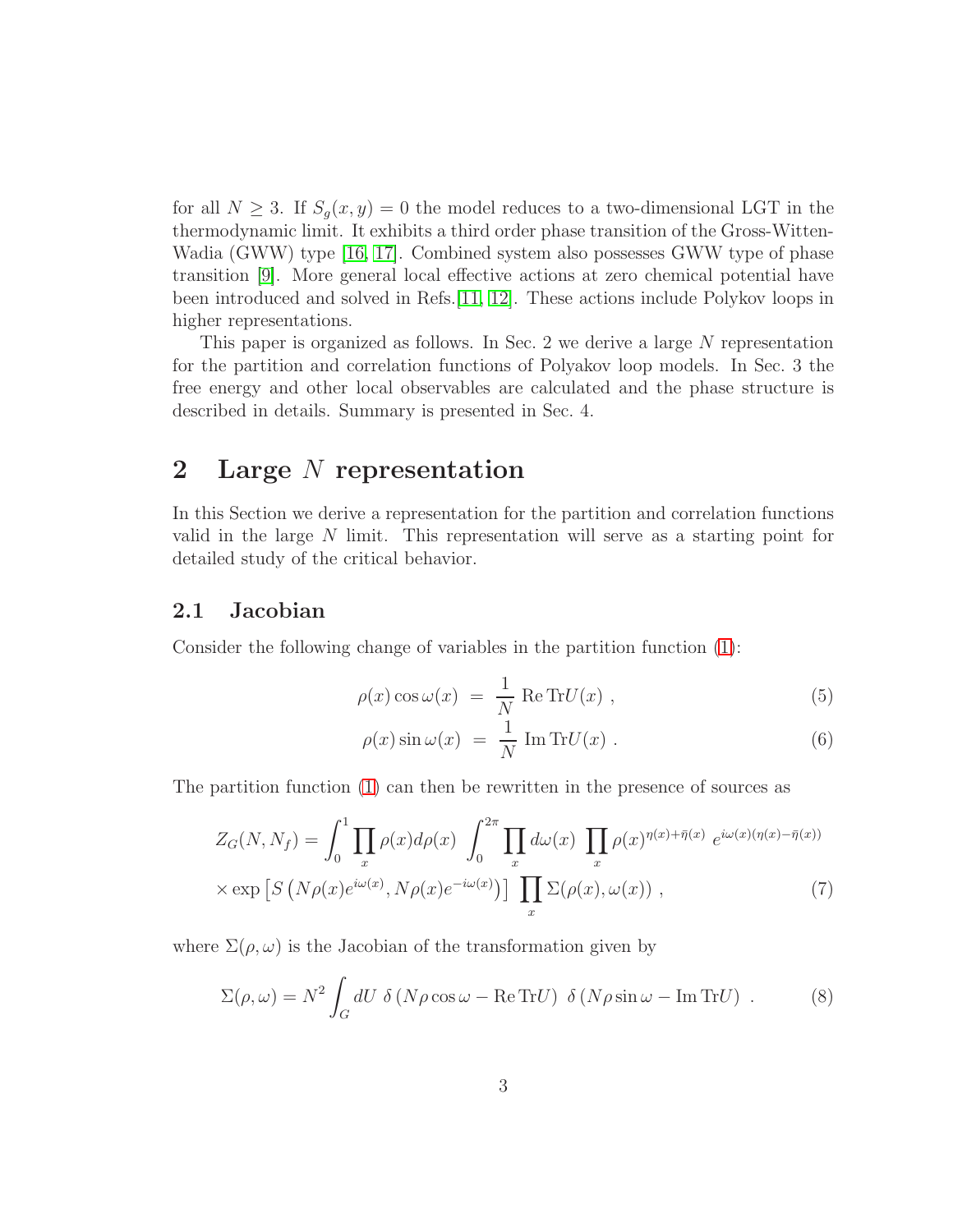for all $N \geq 3$. If $S_g(x,y) = 0$ the model reduces to a two-dimensional LGT in the thermodynamic limit. It exhibits a third order phase transition of the Gross-Witten-Wadia (GWW) type [16, 17]. Combined system also possesses GWW type of phase transition [9]. More general local effective actions at zero chemical potential have been introduced and solved in Refs.[11, 12]. These actions include Polykov loops in higher representations.

This paper is organized as follows. In Sec. 2 we derive a large $N$ representation for the partition and correlation functions of Polyakov loop models. In Sec. 3 the free energy and other local observables are calculated and the phase structure is described in details. Summary is presented in Sec. 4.

## 2 Large $N$ representation

In this Section we derive a representation for the partition and correlation functions valid in the large $N$ limit. This representation will serve as a starting point for detailed study of the critical behavior.

### 2.1 Jacobian

Consider the following change of variables in the partition function (1):

$$\rho(x) \cos \omega(x) \;=\; \frac{1}{N} \, \mathrm{Re}\, \mathrm{Tr} U(x) \;, \tag{5}$$

$$\rho(x) \sin \omega(x) \;=\; \frac{1}{N} \, \mathrm{Im}\, \mathrm{Tr} U(x) \;. \tag{6}$$

The partition function (1) can then be rewritten in the presence of sources as

$$Z_G(N, N_f) = \int_0^1 \prod_x \rho(x) d\rho(x) \int_0^{2\pi} \prod_x d\omega(x) \prod_x \rho(x)^{\eta(x)+\bar{\eta}(x)} \; e^{i\omega(x)(\eta(x)-\bar{\eta}(x))}$$
$$\times \exp\left[ S\left( N\rho(x) e^{i\omega(x)}, N\rho(x) e^{-i\omega(x)} \right) \right] \prod_x \Sigma(\rho(x), \omega(x)) \;, \tag{7}$$

where $\Sigma(\rho, \omega)$ is the Jacobian of the transformation given by

$$\Sigma(\rho, \omega) = N^2 \int_G dU \; \delta\left( N\rho \cos \omega - \mathrm{Re}\, \mathrm{Tr} U \right) \; \delta\left( N\rho \sin \omega - \mathrm{Im}\, \mathrm{Tr} U \right) \;. \tag{8}$$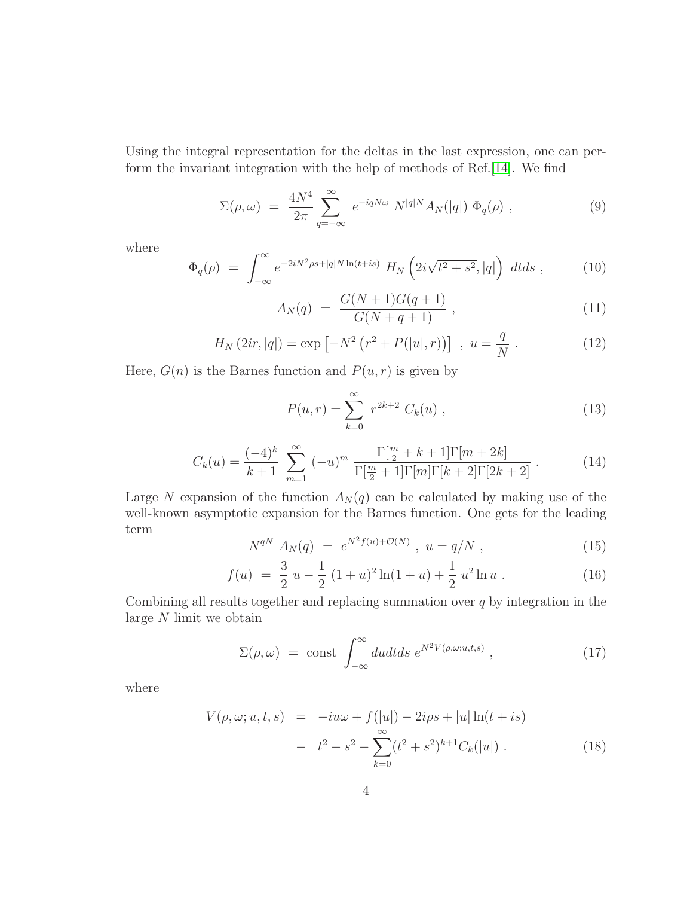Using the integral representation for the deltas in the last expression, one can perform the invariant integration with the help of methods of Ref.[14]. We find

$$\Sigma(\rho,\omega) \;=\; \frac{4N^4}{2\pi}\sum_{q=-\infty}^{\infty} e^{-iqN\omega}\; N^{|q|N} A_N(|q|)\;\Phi_q(\rho)\;, \tag{9}$$

where

$$\Phi_q(\rho) \;=\; \int_{-\infty}^{\infty} e^{-2iN^2\rho s + |q|N\ln(t+is)}\; H_N\left(2i\sqrt{t^2+s^2},|q|\right)\;dtds\;, \tag{10}$$

$$A_N(q) \;=\; \frac{G(N+1)G(q+1)}{G(N+q+1)}\;, \tag{11}$$

$$H_N\left(2ir,|q|\right) = \exp\left[-N^2\left(r^2+P(|u|,r)\right)\right]\;,\; u=\frac{q}{N}\;. \tag{12}$$

Here, $G(n)$ is the Barnes function and $P(u,r)$ is given by

$$P(u,r) = \sum_{k=0}^{\infty}\; r^{2k+2}\;C_k(u)\;, \tag{13}$$

$$C_k(u) = \frac{(-4)^k}{k+1}\;\sum_{m=1}^{\infty}\;(-u)^m\;\frac{\Gamma[\frac{m}{2}+k+1]\Gamma[m+2k]}{\Gamma[\frac{m}{2}+1]\Gamma[m]\Gamma[k+2]\Gamma[2k+2]}\;. \tag{14}$$

Large $N$ expansion of the function $A_N(q)$ can be calculated by making use of the well-known asymptotic expansion for the Barnes function. One gets for the leading term

$$N^{qN}\;A_N(q) \;=\; e^{N^2 f(u)+\mathcal{O}(N)}\;,\; u=q/N\;, \tag{15}$$

$$f(u) \;=\; \frac{3}{2}\;u - \frac{1}{2}\;(1+u)^2\ln(1+u) + \frac{1}{2}\;u^2\ln u\;. \tag{16}$$

Combining all results together and replacing summation over $q$ by integration in the large $N$ limit we obtain

$$\Sigma(\rho,\omega) \;=\; \text{const}\;\int_{-\infty}^{\infty} dudtds\; e^{N^2 V(\rho,\omega;u,t,s)}\;, \tag{17}$$

where

$$\begin{aligned} V(\rho,\omega;u,t,s) \;&=\; -iu\omega + f(|u|) - 2i\rho s + |u|\ln(t+is) \\ &-\; t^2 - s^2 - \sum_{k=0}^{\infty}(t^2+s^2)^{k+1}C_k(|u|)\;. \end{aligned} \tag{18}$$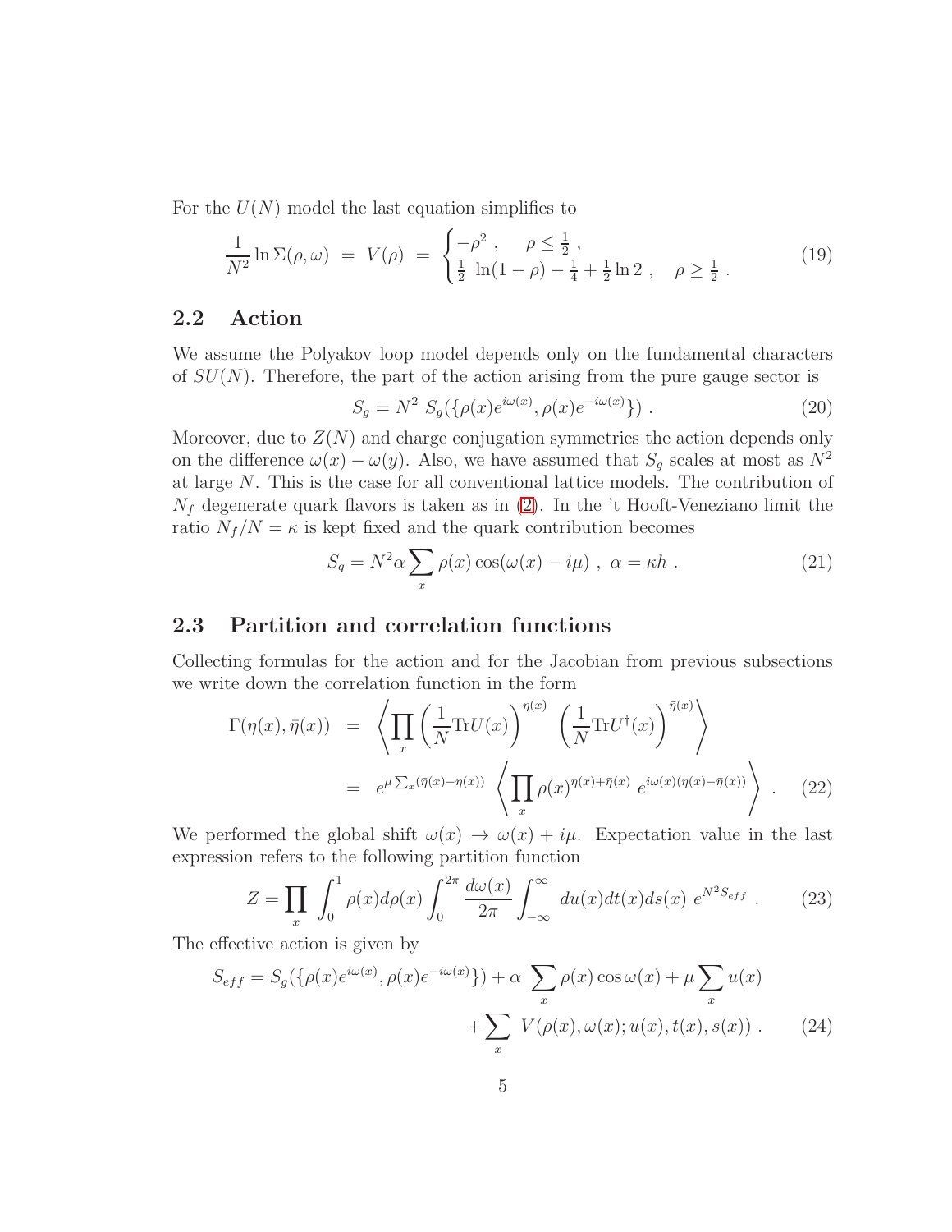For the $U(N)$ model the last equation simplifies to

$$\frac{1}{N^2}\ln\Sigma(\rho,\omega) \;=\; V(\rho) \;=\; \begin{cases} -\rho^2 \;, & \rho\leq\frac{1}{2} \;, \\ \frac{1}{2}\,\ln(1-\rho)-\frac{1}{4}+\frac{1}{2}\ln 2 \;, & \rho\geq\frac{1}{2} \;. \end{cases} \tag{19}$$

## 2.2 Action

We assume the Polyakov loop model depends only on the fundamental characters of $SU(N)$. Therefore, the part of the action arising from the pure gauge sector is

$$S_g = N^2\ S_g(\{\rho(x)e^{i\omega(x)},\rho(x)e^{-i\omega(x)}\}) \;. \tag{20}$$

Moreover, due to $Z(N)$ and charge conjugation symmetries the action depends only on the difference $\omega(x)-\omega(y)$. Also, we have assumed that $S_g$ scales at most as $N^2$ at large $N$. This is the case for all conventional lattice models. The contribution of $N_f$ degenerate quark flavors is taken as in (2). In the 't Hooft-Veneziano limit the ratio $N_f/N=\kappa$ is kept fixed and the quark contribution becomes

$$S_q = N^2\alpha\sum_x \rho(x)\cos(\omega(x)-i\mu) \;,\; \alpha=\kappa h \;. \tag{21}$$

## 2.3 Partition and correlation functions

Collecting formulas for the action and for the Jacobian from previous subsections we write down the correlation function in the form

$$\begin{aligned} \Gamma(\eta(x),\bar{\eta}(x)) \;&=\; \left\langle \prod_x \left(\frac{1}{N}\mathrm{Tr}U(x)\right)^{\eta(x)} \left(\frac{1}{N}\mathrm{Tr}U^{\dagger}(x)\right)^{\bar{\eta}(x)} \right\rangle \\ &=\; e^{\mu\sum_x(\bar{\eta}(x)-\eta(x))} \left\langle \prod_x \rho(x)^{\eta(x)+\bar{\eta}(x)}\ e^{i\omega(x)(\eta(x)-\bar{\eta}(x))} \right\rangle \;. \end{aligned} \tag{22}$$

We performed the global shift $\omega(x)\to\omega(x)+i\mu$. Expectation value in the last expression refers to the following partition function

$$Z=\prod_x \int_0^1 \rho(x)d\rho(x)\int_0^{2\pi}\frac{d\omega(x)}{2\pi}\int_{-\infty}^{\infty} du(x)dt(x)ds(x)\ e^{N^2 S_{eff}} \;. \tag{23}$$

The effective action is given by

$$\begin{aligned} S_{eff} = S_g(\{\rho(x)e^{i\omega(x)},\rho(x)e^{-i\omega(x)}\}) &+ \alpha\ \sum_x \rho(x)\cos\omega(x) + \mu\sum_x u(x) \\ &+ \sum_x\ V(\rho(x),\omega(x);u(x),t(x),s(x)) \;. \end{aligned} \tag{24}$$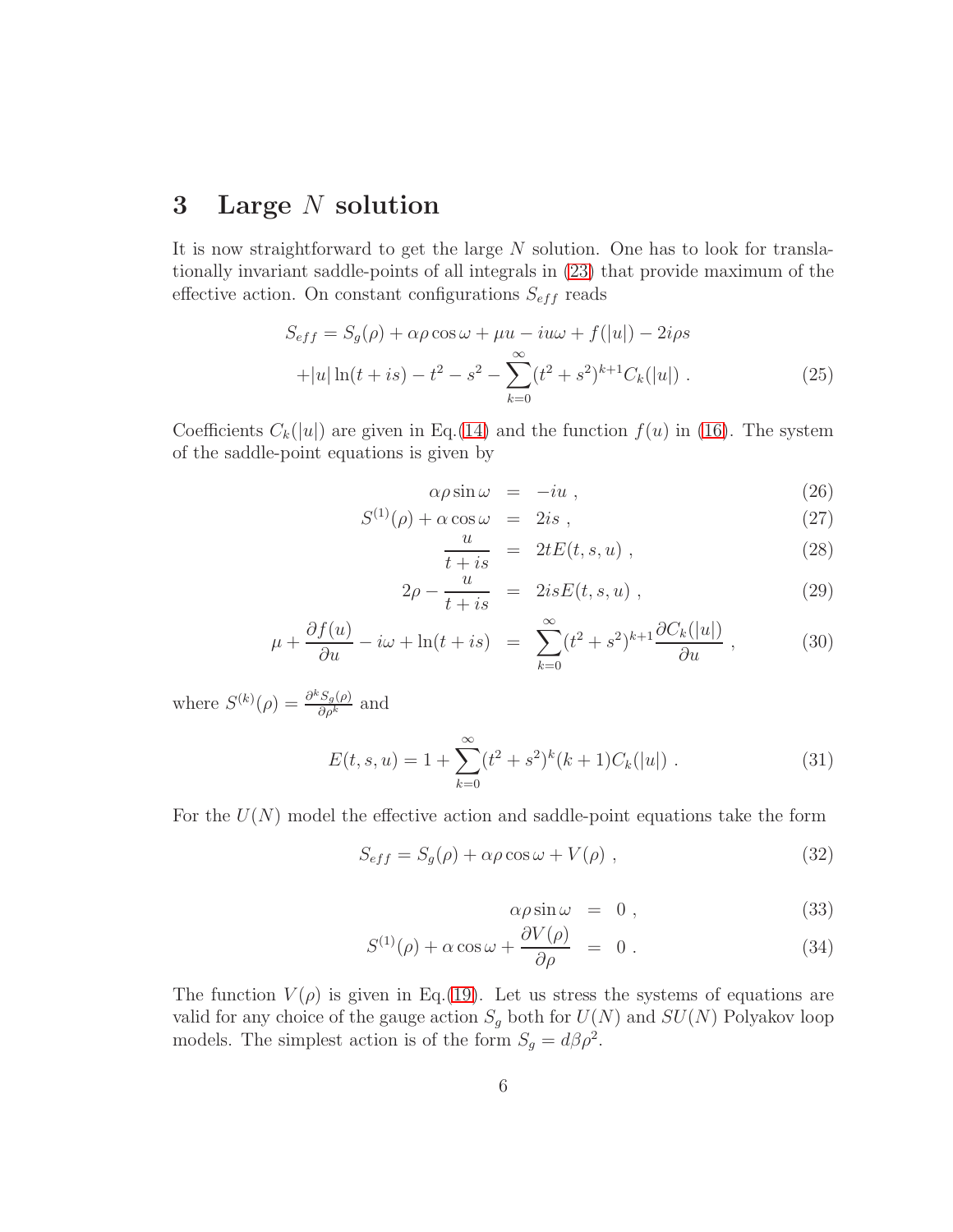## 3 Large $N$ solution

It is now straightforward to get the large $N$ solution. One has to look for translationally invariant saddle-points of all integrals in (23) that provide maximum of the effective action. On constant configurations $S_{eff}$ reads

$$
\begin{aligned}
S_{eff} &= S_g(\rho) + \alpha\rho\cos\omega + \mu u - iu\omega + f(|u|) - 2i\rho s \\
&+ |u|\ln(t+is) - t^2 - s^2 - \sum_{k=0}^{\infty}(t^2+s^2)^{k+1}C_k(|u|) \ . 
\end{aligned}
\tag{25}
$$

Coefficients $C_k(|u|)$ are given in Eq.(14) and the function $f(u)$ in (16). The system of the saddle-point equations is given by

$$
\begin{aligned}
\alpha\rho\sin\omega &= -iu \ , & (26)\\
S^{(1)}(\rho) + \alpha\cos\omega &= 2is \ , & (27)\\
\frac{u}{t+is} &= 2tE(t,s,u) \ , & (28)\\
2\rho - \frac{u}{t+is} &= 2isE(t,s,u) \ , & (29)\\
\mu + \frac{\partial f(u)}{\partial u} - i\omega + \ln(t+is) &= \sum_{k=0}^{\infty}(t^2+s^2)^{k+1}\frac{\partial C_k(|u|)}{\partial u} \ , & (30)
\end{aligned}
$$

where $S^{(k)}(\rho) = \frac{\partial^k S_g(\rho)}{\partial\rho^k}$ and

$$
E(t,s,u) = 1 + \sum_{k=0}^{\infty}(t^2+s^2)^k(k+1)C_k(|u|) \ . \tag{31}
$$

For the $U(N)$ model the effective action and saddle-point equations take the form

$$
S_{eff} = S_g(\rho) + \alpha\rho\cos\omega + V(\rho) \ , \tag{32}
$$

$$
\begin{aligned}
\alpha\rho\sin\omega &= 0 \ , & (33)\\
S^{(1)}(\rho) + \alpha\cos\omega + \frac{\partial V(\rho)}{\partial\rho} &= 0 \ . & (34)
\end{aligned}
$$

The function $V(\rho)$ is given in Eq.(19). Let us stress the systems of equations are valid for any choice of the gauge action $S_g$ both for $U(N)$ and $SU(N)$ Polyakov loop models. The simplest action is of the form $S_g = d\beta\rho^2$.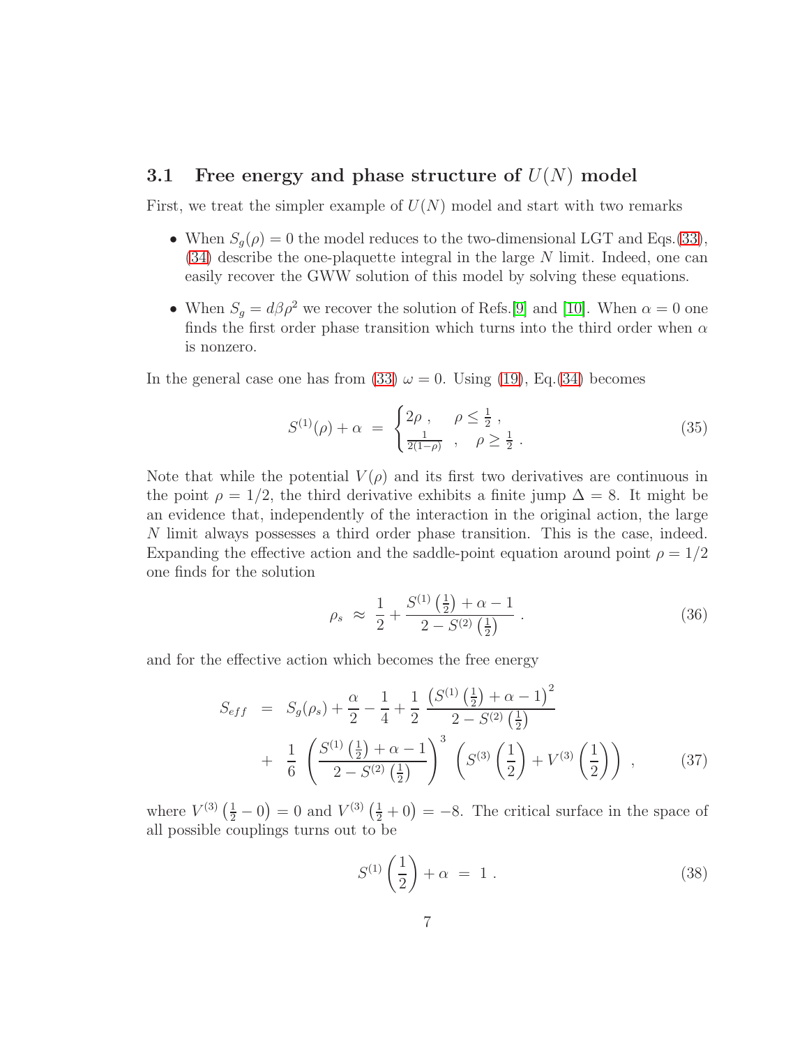### 3.1 Free energy and phase structure of $U(N)$ model

First, we treat the simpler example of $U(N)$ model and start with two remarks

- When $S_g(\rho) = 0$ the model reduces to the two-dimensional LGT and Eqs.(33), (34) describe the one-plaquette integral in the large $N$ limit. Indeed, one can easily recover the GWW solution of this model by solving these equations.
- When $S_g = d\beta\rho^2$ we recover the solution of Refs.[9] and [10]. When $\alpha = 0$ one finds the first order phase transition which turns into the third order when $\alpha$ is nonzero.

In the general case one has from (33) $\omega = 0$. Using (19), Eq.(34) becomes

$$S^{(1)}(\rho) + \alpha \; = \; \begin{cases} 2\rho \; , & \rho \leq \frac{1}{2} \; , \\ \frac{1}{2(1-\rho)} \; , & \rho \geq \frac{1}{2} \; . \end{cases} \tag{35}$$

Note that while the potential $V(\rho)$ and its first two derivatives are continuous in the point $\rho = 1/2$, the third derivative exhibits a finite jump $\Delta = 8$. It might be an evidence that, independently of the interaction in the original action, the large $N$ limit always possesses a third order phase transition. This is the case, indeed. Expanding the effective action and the saddle-point equation around point $\rho = 1/2$ one finds for the solution

$$\rho_s \; \approx \; \frac{1}{2} + \frac{S^{(1)}\left(\frac{1}{2}\right) + \alpha - 1}{2 - S^{(2)}\left(\frac{1}{2}\right)} \; . \tag{36}$$

and for the effective action which becomes the free energy

$$\begin{aligned} S_{eff} \; &= \; S_g(\rho_s) + \frac{\alpha}{2} - \frac{1}{4} + \frac{1}{2} \, \frac{\left(S^{(1)}\left(\frac{1}{2}\right) + \alpha - 1\right)^2}{2 - S^{(2)}\left(\frac{1}{2}\right)} \\ &+ \; \frac{1}{6} \left( \frac{S^{(1)}\left(\frac{1}{2}\right) + \alpha - 1}{2 - S^{(2)}\left(\frac{1}{2}\right)} \right)^3 \left( S^{(3)}\left(\frac{1}{2}\right) + V^{(3)}\left(\frac{1}{2}\right) \right) \; , \end{aligned} \tag{37}$$

where $V^{(3)}\left(\frac{1}{2} - 0\right) = 0$ and $V^{(3)}\left(\frac{1}{2} + 0\right) = -8$. The critical surface in the space of all possible couplings turns out to be

$$S^{(1)}\left(\frac{1}{2}\right) + \alpha \; = \; 1 \; . \tag{38}$$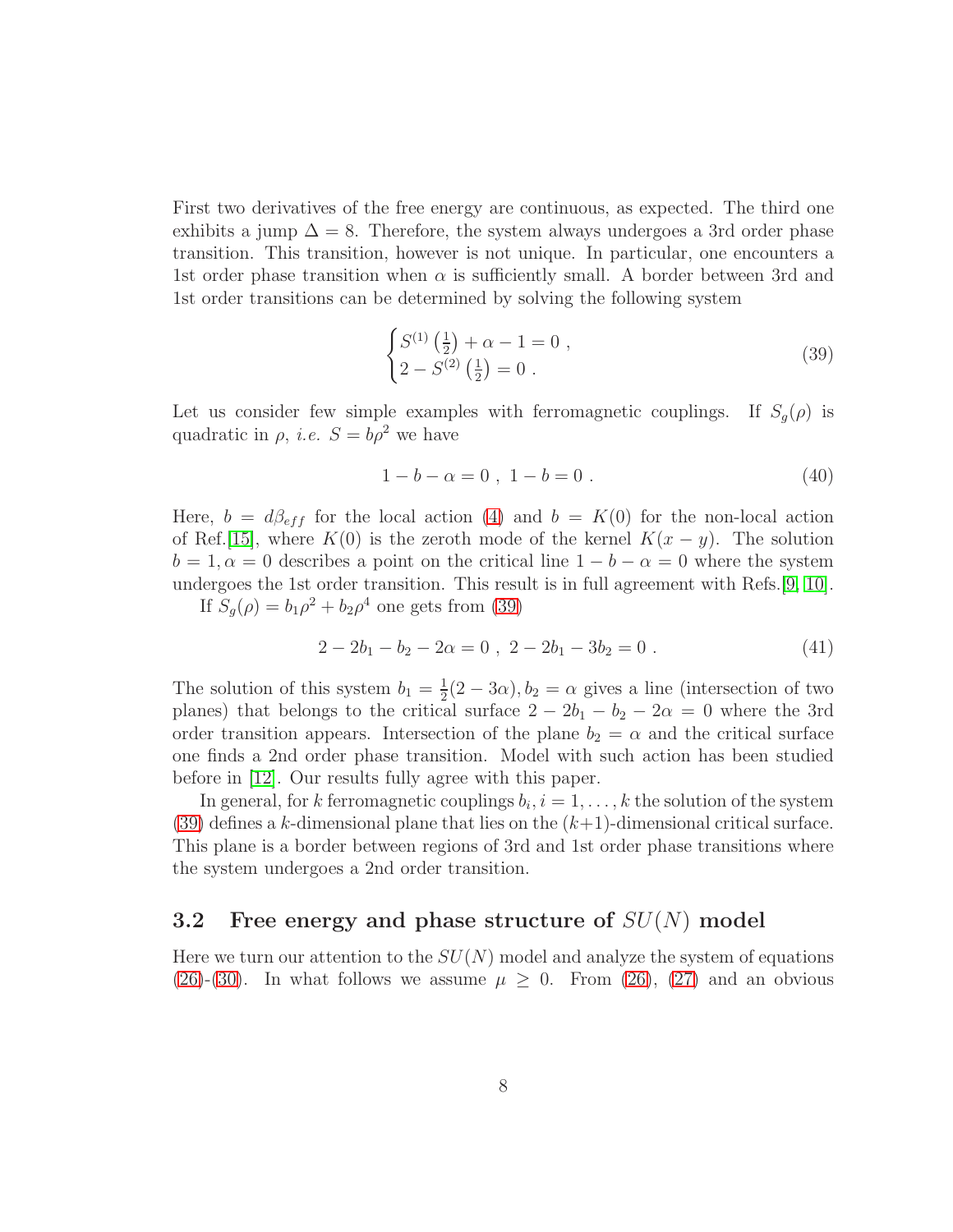First two derivatives of the free energy are continuous, as expected. The third one exhibits a jump $\Delta = 8$. Therefore, the system always undergoes a 3rd order phase transition. This transition, however is not unique. In particular, one encounters a 1st order phase transition when $\alpha$ is sufficiently small. A border between 3rd and 1st order transitions can be determined by solving the following system

$$\begin{cases} S^{(1)}\left(\frac{1}{2}\right) + \alpha - 1 = 0 \ , \\ 2 - S^{(2)}\left(\frac{1}{2}\right) = 0 \ . \end{cases} \tag{39}$$

Let us consider few simple examples with ferromagnetic couplings. If $S_g(\rho)$ is quadratic in $\rho$, *i.e.* $S = b\rho^2$ we have

$$1 - b - \alpha = 0 \ , \ 1 - b = 0 \ . \tag{40}$$

Here, $b = d\beta_{eff}$ for the local action (4) and $b = K(0)$ for the non-local action of Ref.[15], where $K(0)$ is the zeroth mode of the kernel $K(x-y)$. The solution $b = 1, \alpha = 0$ describes a point on the critical line $1 - b - \alpha = 0$ where the system undergoes the 1st order transition. This result is in full agreement with Refs.[9, 10].

If $S_g(\rho) = b_1\rho^2 + b_2\rho^4$ one gets from (39)

$$2 - 2b_1 - b_2 - 2\alpha = 0 \ , \ 2 - 2b_1 - 3b_2 = 0 \ . \tag{41}$$

The solution of this system $b_1 = \frac{1}{2}(2 - 3\alpha), b_2 = \alpha$ gives a line (intersection of two planes) that belongs to the critical surface $2 - 2b_1 - b_2 - 2\alpha = 0$ where the 3rd order transition appears. Intersection of the plane $b_2 = \alpha$ and the critical surface one finds a 2nd order phase transition. Model with such action has been studied before in [12]. Our results fully agree with this paper.

In general, for $k$ ferromagnetic couplings $b_i, i = 1, \ldots, k$ the solution of the system (39) defines a $k$-dimensional plane that lies on the $(k+1)$-dimensional critical surface. This plane is a border between regions of 3rd and 1st order phase transitions where the system undergoes a 2nd order transition.

### 3.2 Free energy and phase structure of $SU(N)$ model

Here we turn our attention to the $SU(N)$ model and analyze the system of equations (26)-(30). In what follows we assume $\mu \geq 0$. From (26), (27) and an obvious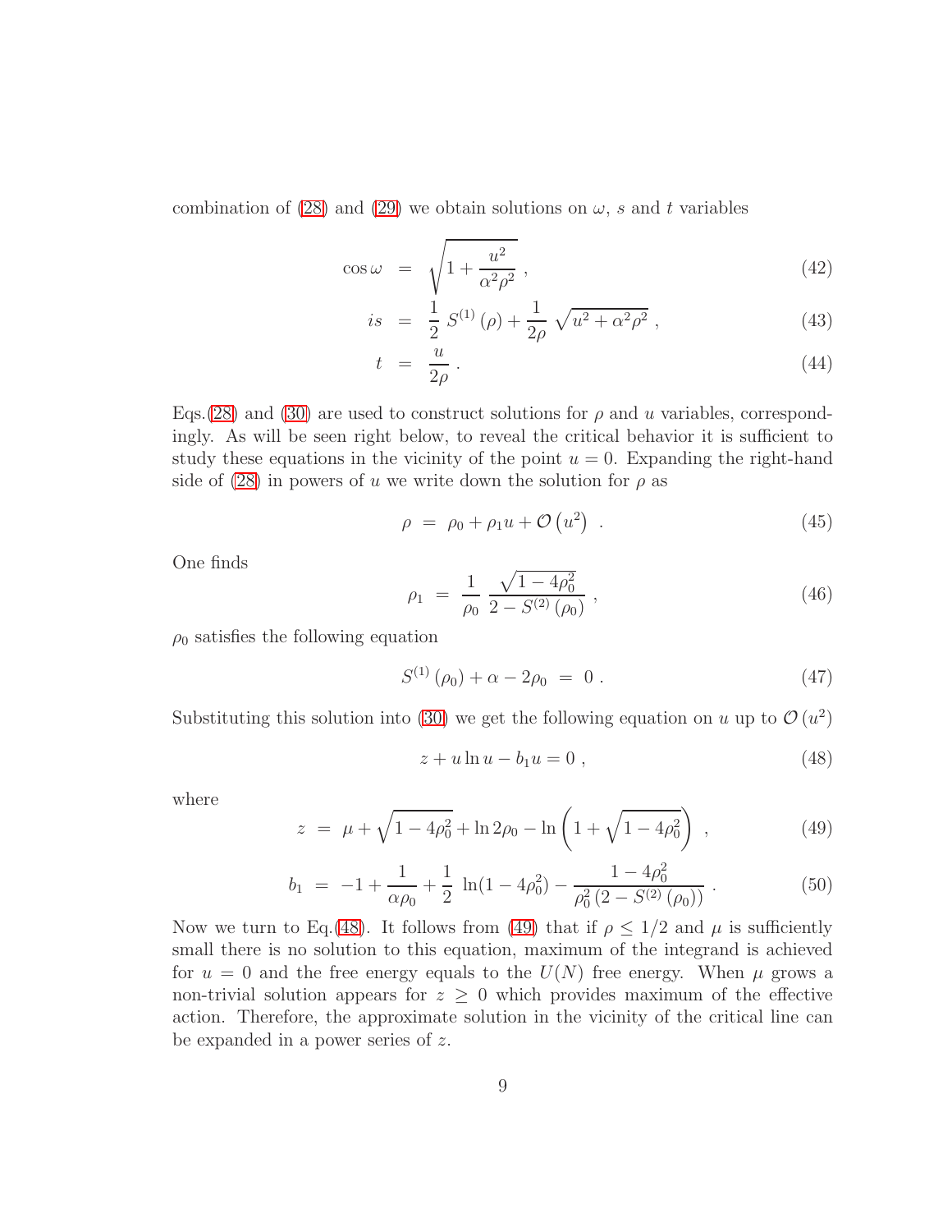combination of (28) and (29) we obtain solutions on $\omega$, $s$ and $t$ variables

$$\cos\omega \;=\; \sqrt{1+\frac{u^2}{\alpha^2\rho^2}}\;, \tag{42}$$

$$is \;=\; \frac{1}{2}\, S^{(1)}\left(\rho\right) + \frac{1}{2\rho}\,\sqrt{u^2+\alpha^2\rho^2}\;, \tag{43}$$

$$t \;=\; \frac{u}{2\rho}\;. \tag{44}$$

Eqs.(28) and (30) are used to construct solutions for $\rho$ and $u$ variables, correspondingly. As will be seen right below, to reveal the critical behavior it is sufficient to study these equations in the vicinity of the point $u=0$. Expanding the right-hand side of (28) in powers of $u$ we write down the solution for $\rho$ as

$$\rho \;=\; \rho_0 + \rho_1 u + \mathcal{O}\left(u^2\right)\;. \tag{45}$$

One finds

$$\rho_1 \;=\; \frac{1}{\rho_0}\,\frac{\sqrt{1-4\rho_0^2}}{2-S^{(2)}\left(\rho_0\right)}\;, \tag{46}$$

$\rho_0$ satisfies the following equation

$$S^{(1)}\left(\rho_0\right) + \alpha - 2\rho_0 \;=\; 0\;. \tag{47}$$

Substituting this solution into (30) we get the following equation on $u$ up to $\mathcal{O}\left(u^2\right)$

$$z + u\ln u - b_1 u = 0\;, \tag{48}$$

where

$$z \;=\; \mu + \sqrt{1-4\rho_0^2} + \ln 2\rho_0 - \ln\left(1+\sqrt{1-4\rho_0^2}\right)\;, \tag{49}$$

$$b_1 \;=\; -1 + \frac{1}{\alpha\rho_0} + \frac{1}{2}\,\ln(1-4\rho_0^2) - \frac{1-4\rho_0^2}{\rho_0^2\left(2-S^{(2)}\left(\rho_0\right)\right)}\;. \tag{50}$$

Now we turn to Eq.(48). It follows from (49) that if $\rho \le 1/2$ and $\mu$ is sufficiently small there is no solution to this equation, maximum of the integrand is achieved for $u=0$ and the free energy equals to the $U(N)$ free energy. When $\mu$ grows a non-trivial solution appears for $z \ge 0$ which provides maximum of the effective action. Therefore, the approximate solution in the vicinity of the critical line can be expanded in a power series of $z$.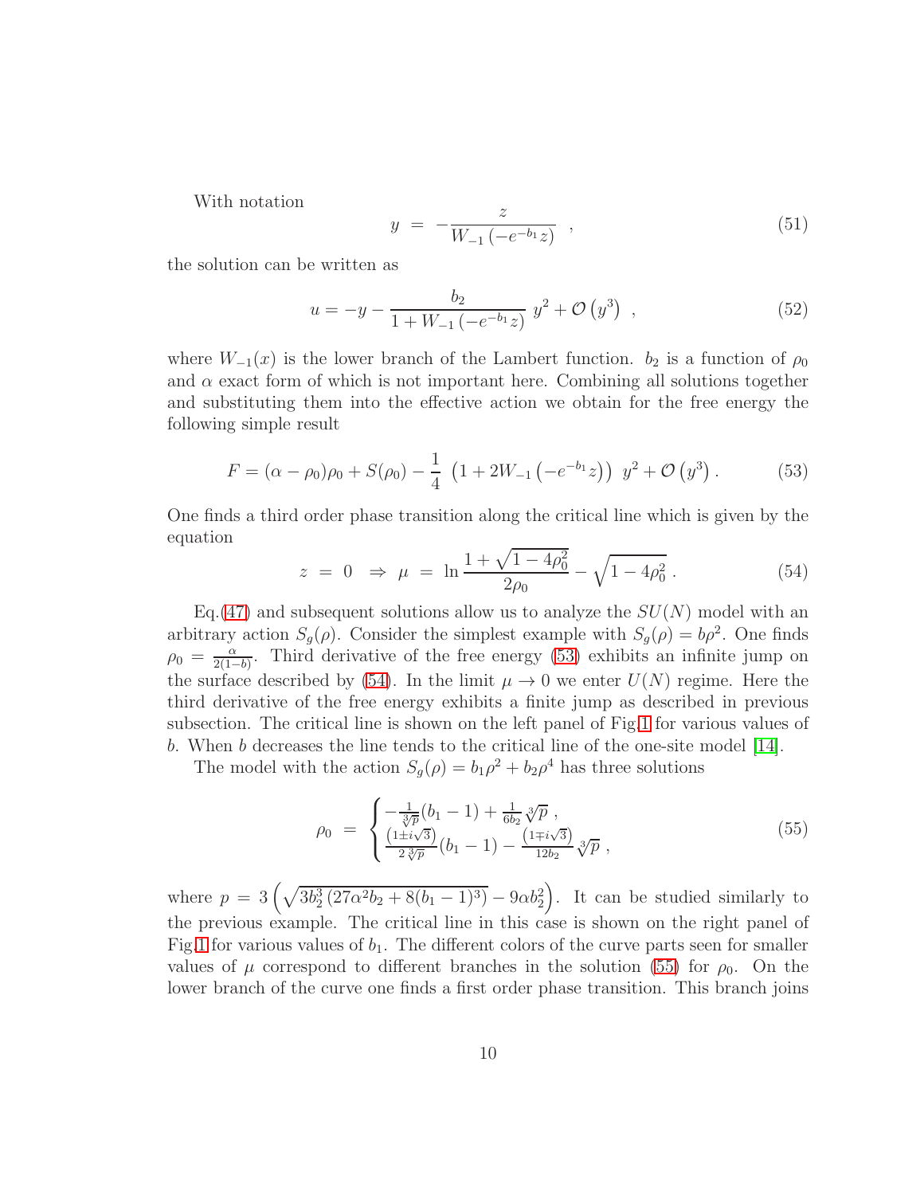With notation

$$y = -\frac{z}{W_{-1}\left(-e^{-b_1} z\right)} \quad , \tag{51}$$

the solution can be written as

$$u = -y - \frac{b_2}{1 + W_{-1}\left(-e^{-b_1} z\right)} \; y^2 + \mathcal{O}\left(y^3\right) \quad , \tag{52}$$

where $W_{-1}(x)$ is the lower branch of the Lambert function. $b_2$ is a function of $\rho_0$ and $\alpha$ exact form of which is not important here. Combining all solutions together and substituting them into the effective action we obtain for the free energy the following simple result

$$F = (\alpha - \rho_0)\rho_0 + S(\rho_0) - \frac{1}{4}\; \left(1 + 2W_{-1}\left(-e^{-b_1} z\right)\right)\; y^2 + \mathcal{O}\left(y^3\right). \tag{53}$$

One finds a third order phase transition along the critical line which is given by the equation

$$z \;=\; 0 \quad \Rightarrow \quad \mu \;=\; \ln \frac{1 + \sqrt{1 - 4\rho_0^2}}{2\rho_0} - \sqrt{1 - 4\rho_0^2}\,. \tag{54}$$

Eq.(47) and subsequent solutions allow us to analyze the $SU(N)$ model with an arbitrary action $S_g(\rho)$. Consider the simplest example with $S_g(\rho) = b\rho^2$. One finds $\rho_0 = \frac{\alpha}{2(1-b)}$. Third derivative of the free energy (53) exhibits an infinite jump on the surface described by (54). In the limit $\mu \to 0$ we enter $U(N)$ regime. Here the third derivative of the free energy exhibits a finite jump as described in previous subsection. The critical line is shown on the left panel of Fig.1 for various values of $b$. When $b$ decreases the line tends to the critical line of the one-site model [14].

The model with the action $S_g(\rho) = b_1\rho^2 + b_2\rho^4$ has three solutions

$$\rho_0 \;=\; \begin{cases} -\frac{1}{\sqrt[3]{p}}(b_1 - 1) + \frac{1}{6b_2}\sqrt[3]{p}\;, \\ \frac{\left(1 \pm i\sqrt{3}\right)}{2\sqrt[3]{p}}(b_1 - 1) - \frac{\left(1 \mp i\sqrt{3}\right)}{12 b_2}\sqrt[3]{p}\;, \end{cases} \tag{55}$$

where $p = 3\left(\sqrt{3b_2^3\left(27\alpha^2 b_2 + 8(b_1 - 1)^3\right)} - 9\alpha b_2^2\right)$. It can be studied similarly to the previous example. The critical line in this case is shown on the right panel of Fig.1 for various values of $b_1$. The different colors of the curve parts seen for smaller values of $\mu$ correspond to different branches in the solution (55) for $\rho_0$. On the lower branch of the curve one finds a first order phase transition. This branch joins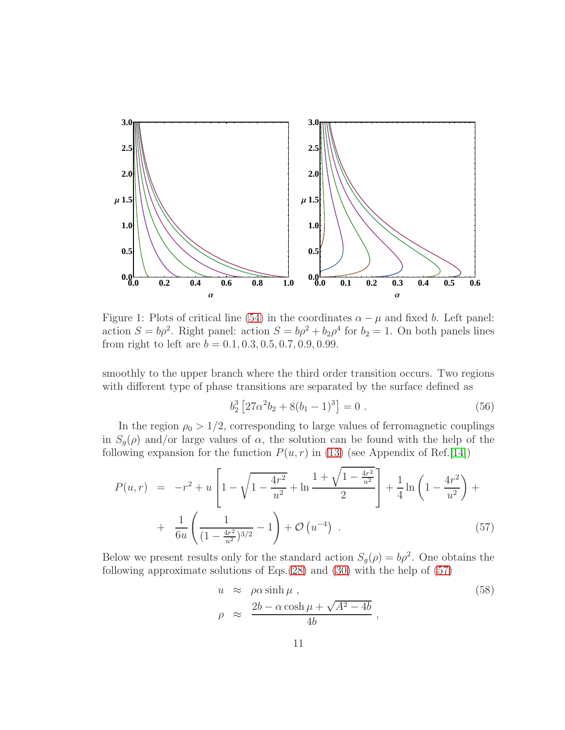Figure 1: Plots of critical line (54) in the coordinates $\alpha-\mu$ and fixed $b$. Left panel: action $S = b\rho^2$. Right panel: action $S = b\rho^2 + b_2\rho^4$ for $b_2 = 1$. On both panels lines from right to left are $b = 0.1, 0.3, 0.5, 0.7, 0.9, 0.99$.

smoothly to the upper branch where the third order transition occurs. Two regions with different type of phase transitions are separated by the surface defined as

$$
b_2^3\left[27\alpha^2 b_2 + 8(b_1-1)^3\right] = 0 \; . \tag{56}
$$

In the region $\rho_0 > 1/2$, corresponding to large values of ferromagnetic couplings in $S_g(\rho)$ and/or large values of $\alpha$, the solution can be found with the help of the following expansion for the function $P(u,r)$ in (13) (see Appendix of Ref.[14])

$$
\begin{aligned}
P(u,r) &= -r^2 + u\left[1-\sqrt{1-\frac{4r^2}{u^2}} + \ln\frac{1+\sqrt{1-\frac{4r^2}{u^2}}}{2}\right] + \frac{1}{4}\ln\left(1-\frac{4r^2}{u^2}\right) + \\
&+ \frac{1}{6u}\left(\frac{1}{(1-\frac{4r^2}{u^2})^{3/2}} - 1\right) + \mathcal{O}\left(u^{-4}\right) \; .
\end{aligned} \tag{57}
$$

Below we present results only for the standard action $S_g(\rho) = b\rho^2$. One obtains the following approximate solutions of Eqs.(28) and (30) with the help of (57)

$$
\begin{aligned}
u &\approx \rho\alpha\sinh\mu \; , \\
\rho &\approx \frac{2b - \alpha\cosh\mu + \sqrt{A^2-4b}}{4b} \; ,
\end{aligned} \tag{58}
$$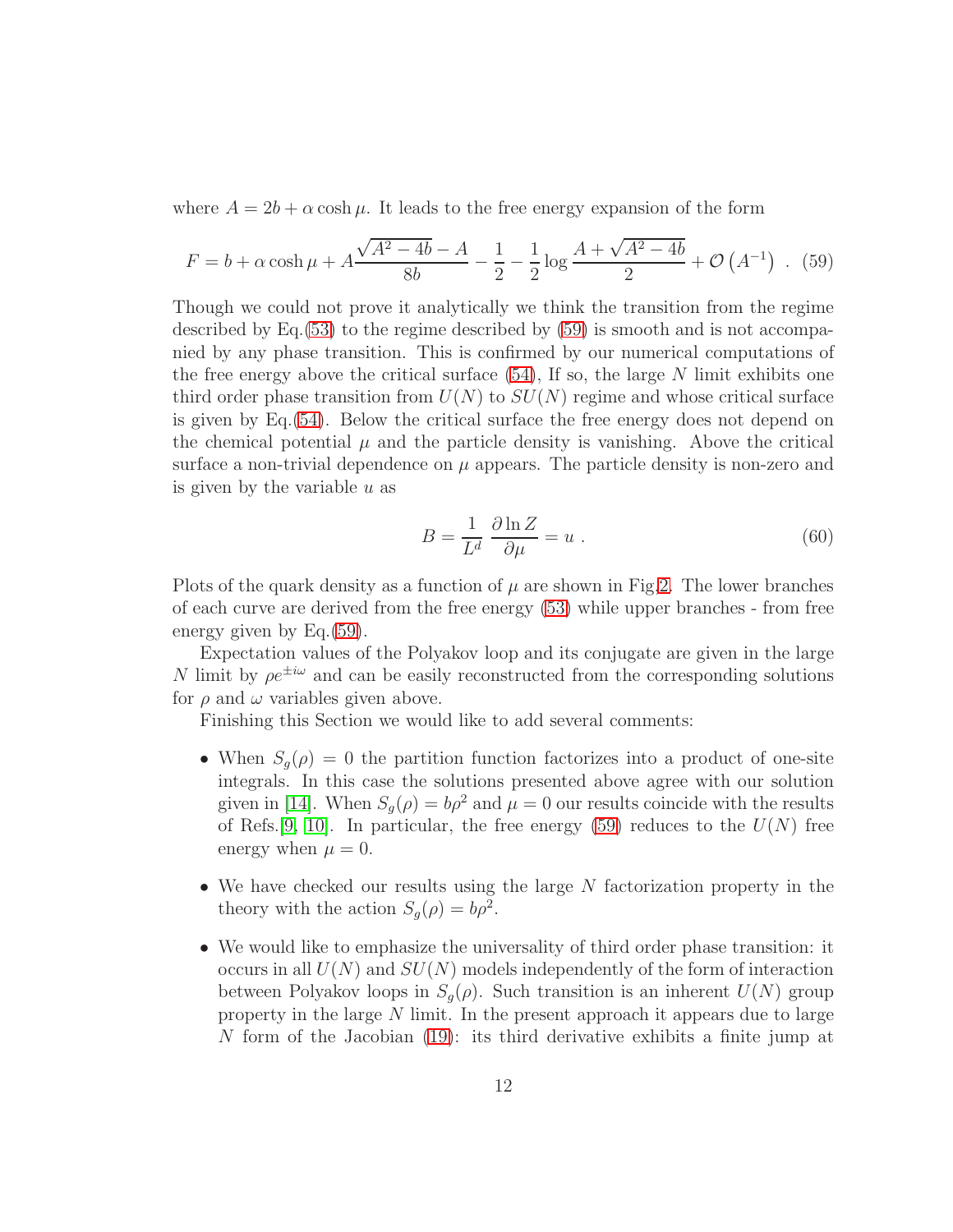where $A = 2b + \alpha \cosh \mu$. It leads to the free energy expansion of the form

$$F = b + \alpha \cosh \mu + A\frac{\sqrt{A^2 - 4b} - A}{8b} - \frac{1}{2} - \frac{1}{2}\log \frac{A + \sqrt{A^2 - 4b}}{2} + \mathcal{O}\left(A^{-1}\right) \ . \quad (59)$$

Though we could not prove it analytically we think the transition from the regime described by Eq.(53) to the regime described by (59) is smooth and is not accompanied by any phase transition. This is confirmed by our numerical computations of the free energy above the critical surface (54), If so, the large $N$ limit exhibits one third order phase transition from $U(N)$ to $SU(N)$ regime and whose critical surface is given by Eq.(54). Below the critical surface the free energy does not depend on the chemical potential $\mu$ and the particle density is vanishing. Above the critical surface a non-trivial dependence on $\mu$ appears. The particle density is non-zero and is given by the variable $u$ as

$$B = \frac{1}{L^d} \ \frac{\partial \ln Z}{\partial \mu} = u \ . \quad (60)$$

Plots of the quark density as a function of $\mu$ are shown in Fig.2. The lower branches of each curve are derived from the free energy (53) while upper branches - from free energy given by Eq.(59).

Expectation values of the Polyakov loop and its conjugate are given in the large $N$ limit by $\rho e^{\pm i\omega}$ and can be easily reconstructed from the corresponding solutions for $\rho$ and $\omega$ variables given above.

Finishing this Section we would like to add several comments:

- When $S_g(\rho) = 0$ the partition function factorizes into a product of one-site integrals. In this case the solutions presented above agree with our solution given in [14]. When $S_g(\rho) = b\rho^2$ and $\mu = 0$ our results coincide with the results of Refs.[9, 10]. In particular, the free energy (59) reduces to the $U(N)$ free energy when $\mu = 0$.

- We have checked our results using the large $N$ factorization property in the theory with the action $S_g(\rho) = b\rho^2$.

- We would like to emphasize the universality of third order phase transition: it occurs in all $U(N)$ and $SU(N)$ models independently of the form of interaction between Polyakov loops in $S_g(\rho)$. Such transition is an inherent $U(N)$ group property in the large $N$ limit. In the present approach it appears due to large $N$ form of the Jacobian (19): its third derivative exhibits a finite jump at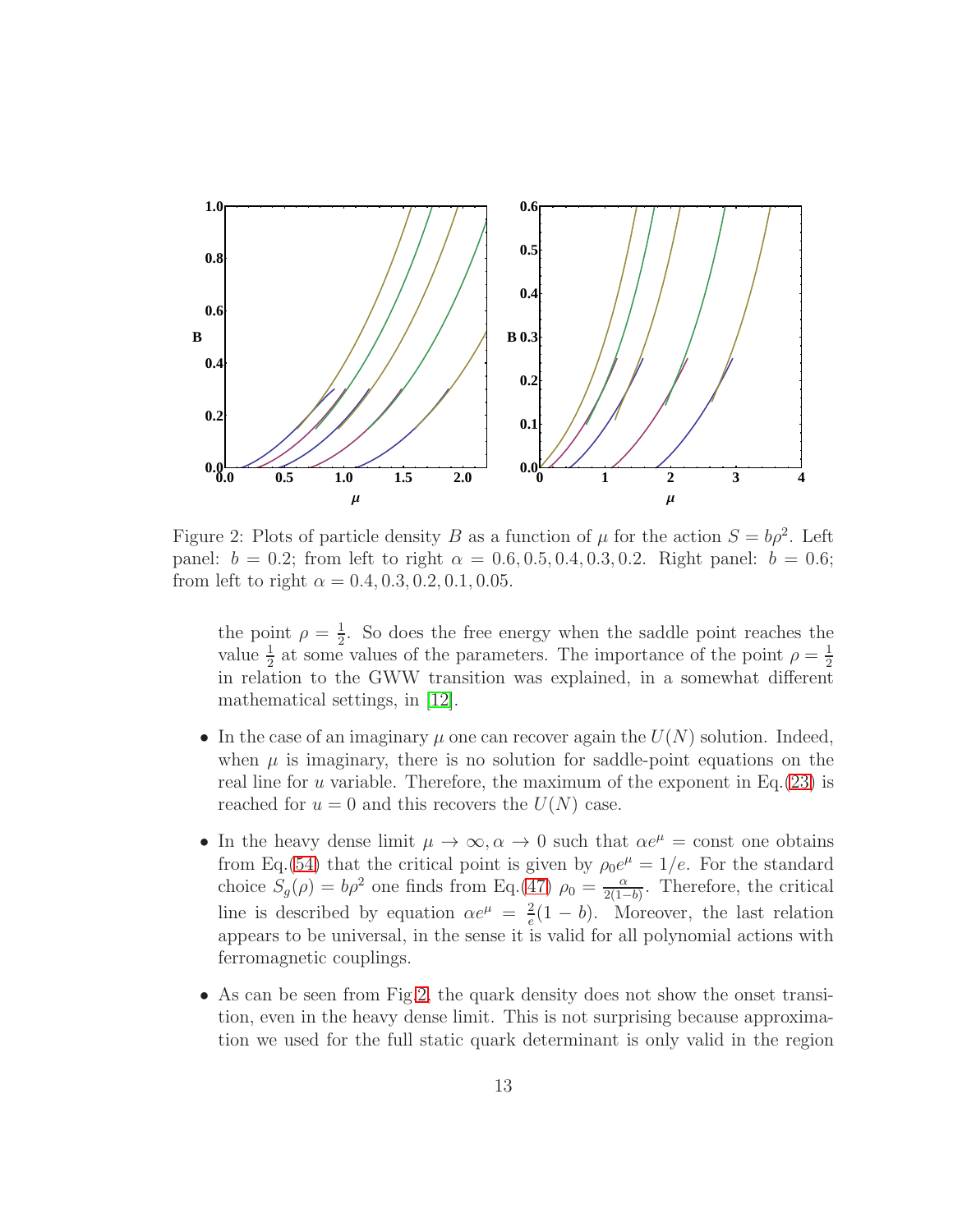Figure 2: Plots of particle density $B$ as a function of $\mu$ for the action $S = b\rho^2$. Left panel: $b = 0.2$; from left to right $\alpha = 0.6, 0.5, 0.4, 0.3, 0.2$. Right panel: $b = 0.6$; from left to right $\alpha = 0.4, 0.3, 0.2, 0.1, 0.05$.

the point $\rho = \frac{1}{2}$. So does the free energy when the saddle point reaches the value $\frac{1}{2}$ at some values of the parameters. The importance of the point $\rho = \frac{1}{2}$ in relation to the GWW transition was explained, in a somewhat different mathematical settings, in [12].

- In the case of an imaginary $\mu$ one can recover again the $U(N)$ solution. Indeed, when $\mu$ is imaginary, there is no solution for saddle-point equations on the real line for $u$ variable. Therefore, the maximum of the exponent in Eq.(23) is reached for $u = 0$ and this recovers the $U(N)$ case.

- In the heavy dense limit $\mu \to \infty, \alpha \to 0$ such that $\alpha e^{\mu} = \text{const}$ one obtains from Eq.(54) that the critical point is given by $\rho_0 e^{\mu} = 1/e$. For the standard choice $S_g(\rho) = b\rho^2$ one finds from Eq.(47) $\rho_0 = \frac{\alpha}{2(1-b)}$. Therefore, the critical line is described by equation $\alpha e^{\mu} = \frac{2}{e}(1-b)$. Moreover, the last relation appears to be universal, in the sense it is valid for all polynomial actions with ferromagnetic couplings.

- As can be seen from Fig.2, the quark density does not show the onset transition, even in the heavy dense limit. This is not surprising because approximation we used for the full static quark determinant is only valid in the region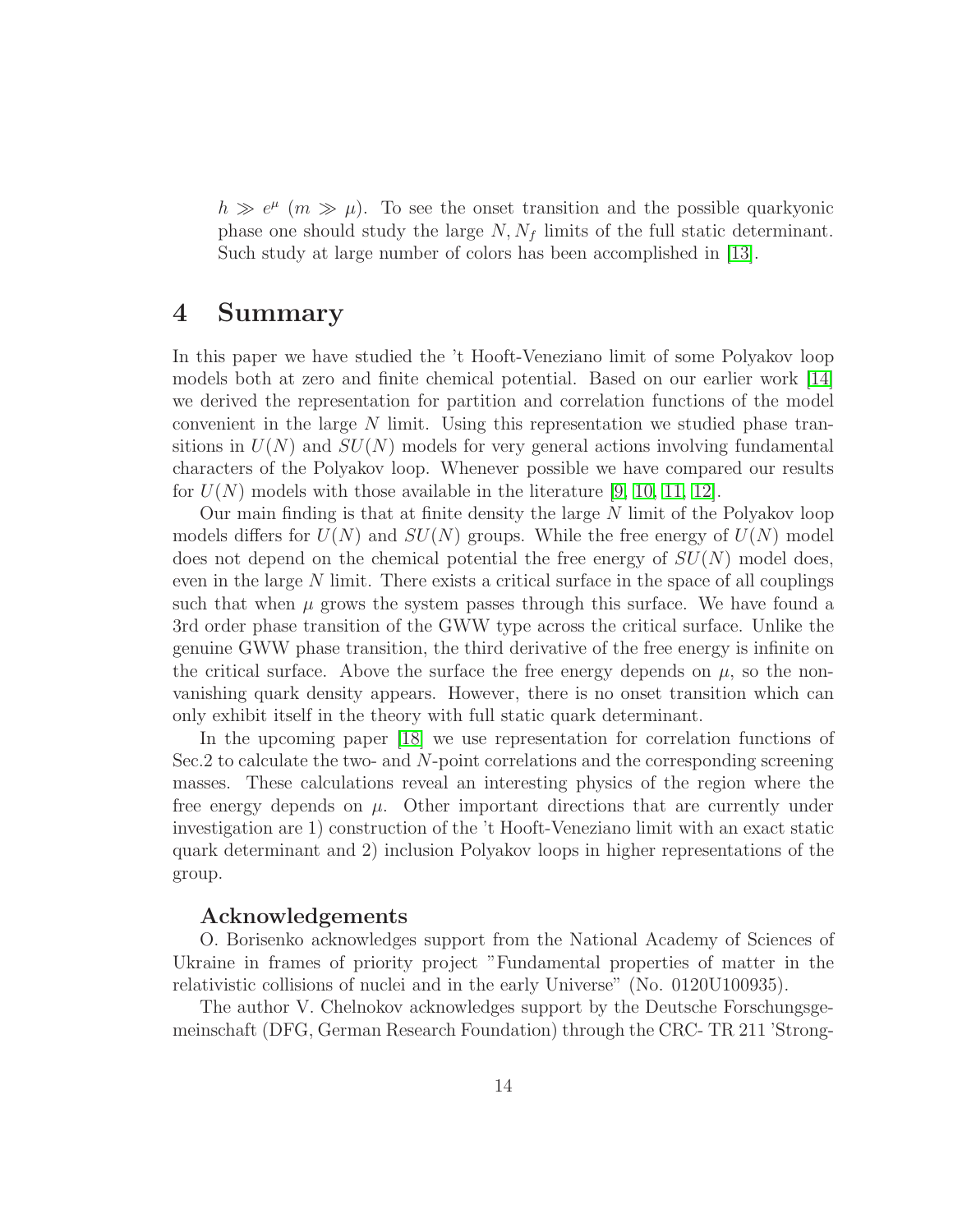$h \gg e^{\mu}$ ($m \gg \mu$). To see the onset transition and the possible quarkyonic phase one should study the large $N, N_f$ limits of the full static determinant. Such study at large number of colors has been accomplished in [13].

# 4 Summary

In this paper we have studied the 't Hooft-Veneziano limit of some Polyakov loop models both at zero and finite chemical potential. Based on our earlier work [14] we derived the representation for partition and correlation functions of the model convenient in the large $N$ limit. Using this representation we studied phase transitions in $U(N)$ and $SU(N)$ models for very general actions involving fundamental characters of the Polyakov loop. Whenever possible we have compared our results for $U(N)$ models with those available in the literature [9, 10, 11, 12].

Our main finding is that at finite density the large $N$ limit of the Polyakov loop models differs for $U(N)$ and $SU(N)$ groups. While the free energy of $U(N)$ model does not depend on the chemical potential the free energy of $SU(N)$ model does, even in the large $N$ limit. There exists a critical surface in the space of all couplings such that when $\mu$ grows the system passes through this surface. We have found a 3rd order phase transition of the GWW type across the critical surface. Unlike the genuine GWW phase transition, the third derivative of the free energy is infinite on the critical surface. Above the surface the free energy depends on $\mu$, so the non-vanishing quark density appears. However, there is no onset transition which can only exhibit itself in the theory with full static quark determinant.

In the upcoming paper [18] we use representation for correlation functions of Sec.2 to calculate the two- and $N$-point correlations and the corresponding screening masses. These calculations reveal an interesting physics of the region where the free energy depends on $\mu$. Other important directions that are currently under investigation are 1) construction of the 't Hooft-Veneziano limit with an exact static quark determinant and 2) inclusion Polyakov loops in higher representations of the group.

### Acknowledgements

O. Borisenko acknowledges support from the National Academy of Sciences of Ukraine in frames of priority project "Fundamental properties of matter in the relativistic collisions of nuclei and in the early Universe" (No. 0120U100935).

The author V. Chelnokov acknowledges support by the Deutsche Forschungsgemeinschaft (DFG, German Research Foundation) through the CRC- TR 211 'Strong-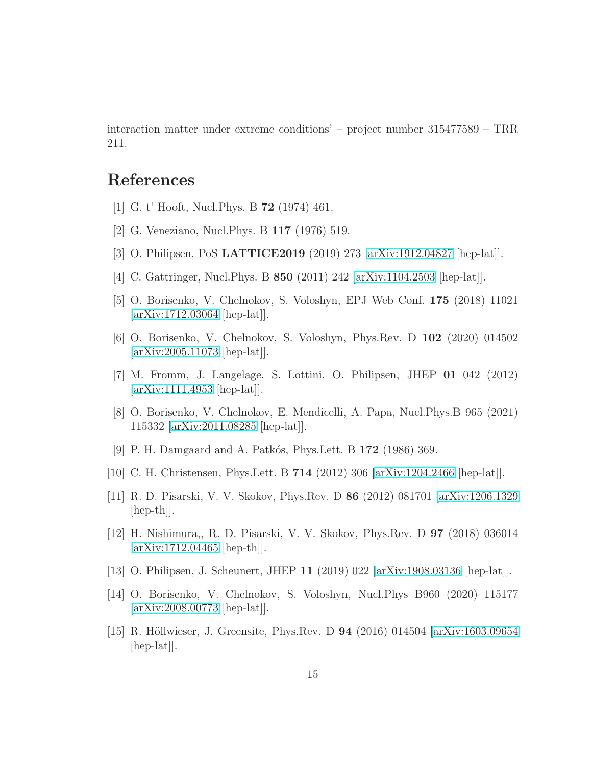interaction matter under extreme conditions' – project number 315477589 – TRR 211.

## References

[1] G. t' Hooft, Nucl.Phys. B **72** (1974) 461.

[2] G. Veneziano, Nucl.Phys. B **117** (1976) 519.

[3] O. Philipsen, PoS **LATTICE2019** (2019) 273 [arXiv:1912.04827 [hep-lat]].

[4] C. Gattringer, Nucl.Phys. B **850** (2011) 242 [arXiv:1104.2503 [hep-lat]].

[5] O. Borisenko, V. Chelnokov, S. Voloshyn, EPJ Web Conf. **175** (2018) 11021 [arXiv:1712.03064 [hep-lat]].

[6] O. Borisenko, V. Chelnokov, S. Voloshyn, Phys.Rev. D **102** (2020) 014502 [arXiv:2005.11073 [hep-lat]].

[7] M. Fromm, J. Langelage, S. Lottini, O. Philipsen, JHEP **01** 042 (2012) [arXiv:1111.4953 [hep-lat]].

[8] O. Borisenko, V. Chelnokov, E. Mendicelli, A. Papa, Nucl.Phys.B 965 (2021) 115332 [arXiv:2011.08285 [hep-lat]].

[9] P. H. Damgaard and A. Patkós, Phys.Lett. B **172** (1986) 369.

[10] C. H. Christensen, Phys.Lett. B **714** (2012) 306 [arXiv:1204.2466 [hep-lat]].

[11] R. D. Pisarski, V. V. Skokov, Phys.Rev. D **86** (2012) 081701 [arXiv:1206.1329 [hep-th]].

[12] H. Nishimura,, R. D. Pisarski, V. V. Skokov, Phys.Rev. D **97** (2018) 036014 [arXiv:1712.04465 [hep-th]].

[13] O. Philipsen, J. Scheunert, JHEP **11** (2019) 022 [arXiv:1908.03136 [hep-lat]].

[14] O. Borisenko, V. Chelnokov, S. Voloshyn, Nucl.Phys B960 (2020) 115177 [arXiv:2008.00773 [hep-lat]].

[15] R. Höllwieser, J. Greensite, Phys.Rev. D **94** (2016) 014504 [arXiv:1603.09654 [hep-lat]].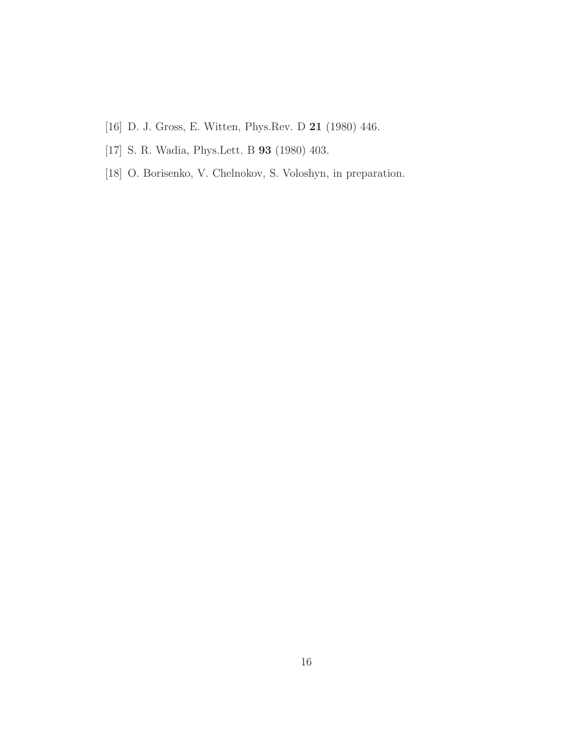[16] D. J. Gross, E. Witten, Phys.Rev. D **21** (1980) 446.

[17] S. R. Wadia, Phys.Lett. B **93** (1980) 403.

[18] O. Borisenko, V. Chelnokov, S. Voloshyn, in preparation.